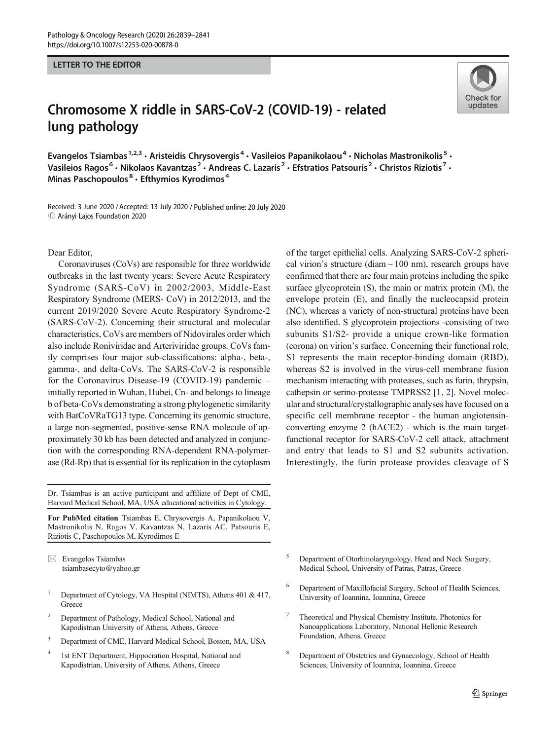LETTER TO THE EDITOR

# Chromosome X riddle in SARS-CoV-2 (COVID-19) - related lung pathology

Evangelos Tsiambas[1,2,3] · Aristeidis Chrysovergis[4] · Vasileios Papanikolaou[4] · Nicholas Mastronikolis[5] · Vasileios Ragos[6] · Nikolaos Kavantzas[2] · Andreas C. Lazaris[2] · Efstratios Patsouris[2] · Christos Riziotis[7] · Minas Paschopoulos[8] · Efthymios Kyrodimos[4]

Received: 3 June 2020 / Accepted: 13 July 2020 / Published online: 20 July 2020
© Arányi Lajos Foundation 2020

Dear Editor,

Coronaviruses (CoVs) are responsible for three worldwide outbreaks in the last twenty years: Severe Acute Respiratory Syndrome (SARS-CoV) in 2002/2003, Middle-East Respiratory Syndrome (MERS- CoV) in 2012/2013, and the current 2019/2020 Severe Acute Respiratory Syndrome-2 (SARS-CoV-2). Concerning their structural and molecular characteristics, CoVs are members of Nidovirales order which also include Roniviridae and Arteriviridae groups. CoVs family comprises four major sub-classifications: alpha-, beta-, gamma-, and delta-CoVs. The SARS-CoV-2 is responsible for the Coronavirus Disease-19 (COVID-19) pandemic – initially reported in Wuhan, Hubei, Cn- and belongs to lineage b of beta-CoVs demonstrating a strong phylogenetic similarity with BatCoVRaTG13 type. Concerning its genomic structure, a large non-segmented, positive-sense RNA molecule of approximately 30 kb has been detected and analyzed in conjunction with the corresponding RNA-dependent RNA-polymerase (Rd-Rp) that is essential for its replication in the cytoplasm of the target epithelial cells. Analyzing SARS-CoV-2 spherical virion's structure (diam ~ 100 nm), research groups have confirmed that there are four main proteins including the spike surface glycoprotein (S), the main or matrix protein (M), the envelope protein (E), and finally the nucleocapsid protein (NC), whereas a variety of non-structural proteins have been also identified. S glycoprotein projections -consisting of two subunits S1/S2- provide a unique crown-like formation (corona) on virion's surface. Concerning their functional role, S1 represents the main receptor-binding domain (RBD), whereas S2 is involved in the virus-cell membrane fusion mechanism interacting with proteases, such as furin, thrypsin, cathepsin or serino-protease TMPRSS2 [1, 2]. Novel molecular and structural/crystallographic analyses have focused on a specific cell membrane receptor - the human angiotensin-converting enzyme 2 (hACE2) - which is the main target-functional receptor for SARS-CoV-2 cell attack, attachment and entry that leads to S1 and S2 subunits activation. Interestingly, the furin protease provides cleavage of S

---

Dr. Tsiambas is an active participant and affiliate of Dept of CME, Harvard Medical School, MA, USA educational activities in Cytology.

**For PubMed citation** Tsiambas E, Chrysovergis A, Papanikolaou V, Mastronikolis N, Ragos V, Kavantzas N, Lazaris AC, Patsouris E, Riziotis C, Paschopoulos M, Kyrodimos E

✉ Evangelos Tsiambas
tsiambasecyto@yahoo.gr

1. Department of Cytology, VA Hospital (NIMTS), Athens 401 & 417, Greece
2. Department of Pathology, Medical School, National and Kapodistrian University of Athens, Athens, Greece
3. Department of CME, Harvard Medical School, Boston, MA, USA
4. 1st ENT Department, Hippocration Hospital, National and Kapodistrian, University of Athens, Athens, Greece
5. Department of Otorhinolaryngology, Head and Neck Surgery, Medical School, University of Patras, Patras, Greece
6. Department of Maxillofacial Surgery, School of Health Sciences, University of Ioannina, Ioannina, Greece
7. Theoretical and Physical Chemistry Institute, Photonics for Nanoapplications Laboratory, National Hellenic Research Foundation, Athens, Greece
8. Department of Obstetrics and Gynaecology, School of Health Sciences, University of Ioannina, Ioannina, Greece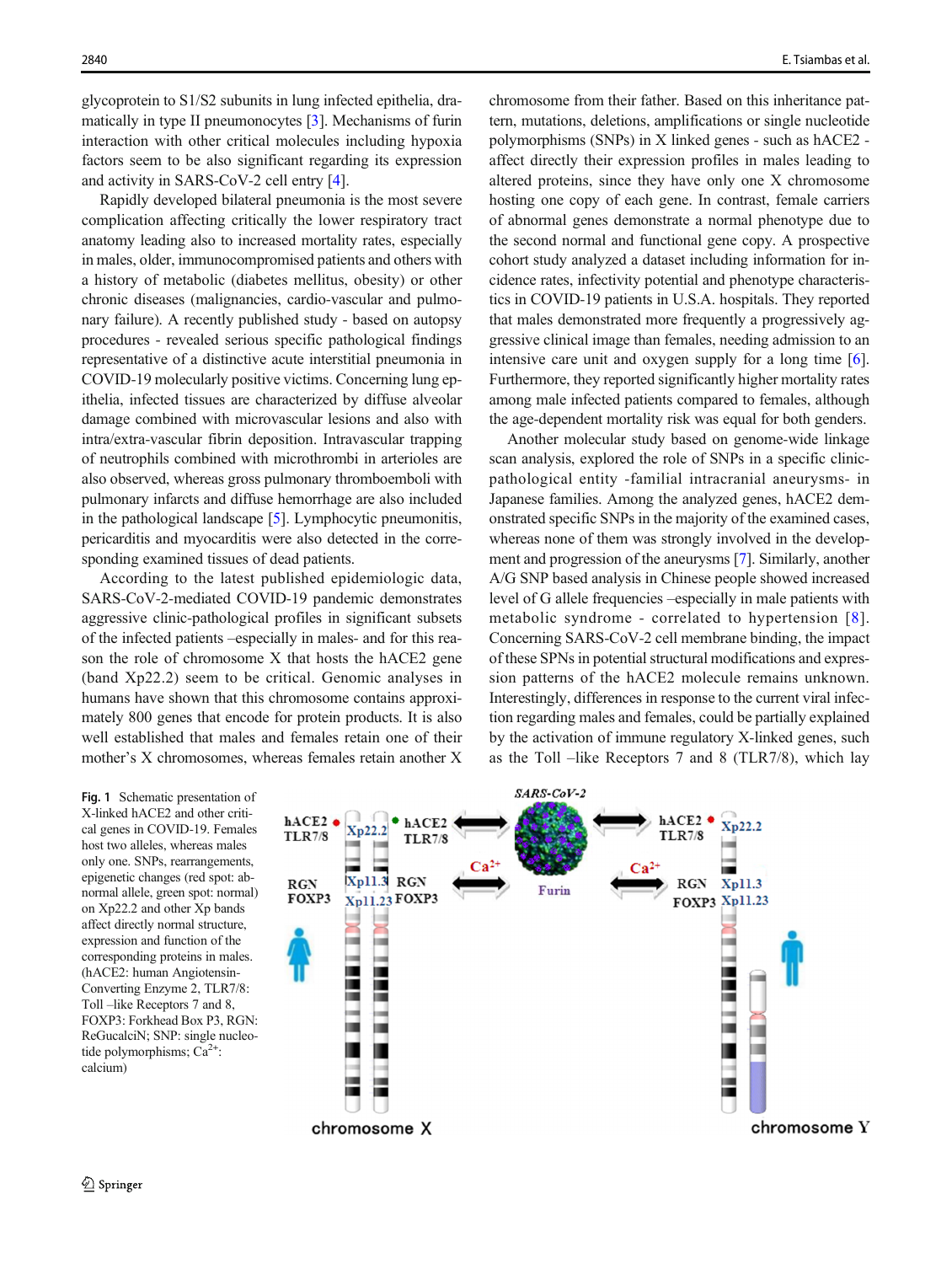glycoprotein to S1/S2 subunits in lung infected epithelia, dramatically in type II pneumonocytes [3]. Mechanisms of furin interaction with other critical molecules including hypoxia factors seem to be also significant regarding its expression and activity in SARS-CoV-2 cell entry [4].

Rapidly developed bilateral pneumonia is the most severe complication affecting critically the lower respiratory tract anatomy leading also to increased mortality rates, especially in males, older, immunocompromised patients and others with a history of metabolic (diabetes mellitus, obesity) or other chronic diseases (malignancies, cardio-vascular and pulmonary failure). A recently published study - based on autopsy procedures - revealed serious specific pathological findings representative of a distinctive acute interstitial pneumonia in COVID-19 molecularly positive victims. Concerning lung epithelia, infected tissues are characterized by diffuse alveolar damage combined with microvascular lesions and also with intra/extra-vascular fibrin deposition. Intravascular trapping of neutrophils combined with microthrombi in arterioles are also observed, whereas gross pulmonary thromboemboli with pulmonary infarcts and diffuse hemorrhage are also included in the pathological landscape [5]. Lymphocytic pneumonitis, pericarditis and myocarditis were also detected in the corresponding examined tissues of dead patients.

According to the latest published epidemiologic data, SARS-CoV-2-mediated COVID-19 pandemic demonstrates aggressive clinic-pathological profiles in significant subsets of the infected patients –especially in males- and for this reason the role of chromosome X that hosts the hACE2 gene (band Xp22.2) seem to be critical. Genomic analyses in humans have shown that this chromosome contains approximately 800 genes that encode for protein products. It is also well established that males and females retain one of their mother's X chromosomes, whereas females retain another X chromosome from their father. Based on this inheritance pattern, mutations, deletions, amplifications or single nucleotide polymorphisms (SNPs) in X linked genes - such as hACE2 - affect directly their expression profiles in males leading to altered proteins, since they have only one X chromosome hosting one copy of each gene. In contrast, female carriers of abnormal genes demonstrate a normal phenotype due to the second normal and functional gene copy. A prospective cohort study analyzed a dataset including information for incidence rates, infectivity potential and phenotype characteristics in COVID-19 patients in U.S.A. hospitals. They reported that males demonstrated more frequently a progressively aggressive clinical image than females, needing admission to an intensive care unit and oxygen supply for a long time [6]. Furthermore, they reported significantly higher mortality rates among male infected patients compared to females, although the age-dependent mortality risk was equal for both genders.

Another molecular study based on genome-wide linkage scan analysis, explored the role of SNPs in a specific clinic-pathological entity -familial intracranial aneurysms- in Japanese families. Among the analyzed genes, hACE2 demonstrated specific SNPs in the majority of the examined cases, whereas none of them was strongly involved in the development and progression of the aneurysms [7]. Similarly, another A/G SNP based analysis in Chinese people showed increased level of G allele frequencies –especially in male patients with metabolic syndrome - correlated to hypertension [8]. Concerning SARS-CoV-2 cell membrane binding, the impact of these SPNs in potential structural modifications and expression patterns of the hACE2 molecule remains unknown. Interestingly, differences in response to the current viral infection regarding males and females, could be partially explained by the activation of immune regulatory X-linked genes, such as the Toll –like Receptors 7 and 8 (TLR7/8), which lay

**Fig. 1** Schematic presentation of X-linked hACE2 and other critical genes in COVID-19. Females host two alleles, whereas males only one. SNPs, rearrangements, epigenetic changes (red spot: abnormal allele, green spot: normal) on Xp22.2 and other Xp bands affect directly normal structure, expression and function of the corresponding proteins in males. (hACE2: human Angiotensin-Converting Enzyme 2, TLR7/8: Toll –like Receptors 7 and 8, FOXP3: Forkhead Box P3, RGN: ReGucalciN; SNP: single nucleotide polymorphisms; $Ca^{2+}$: calcium)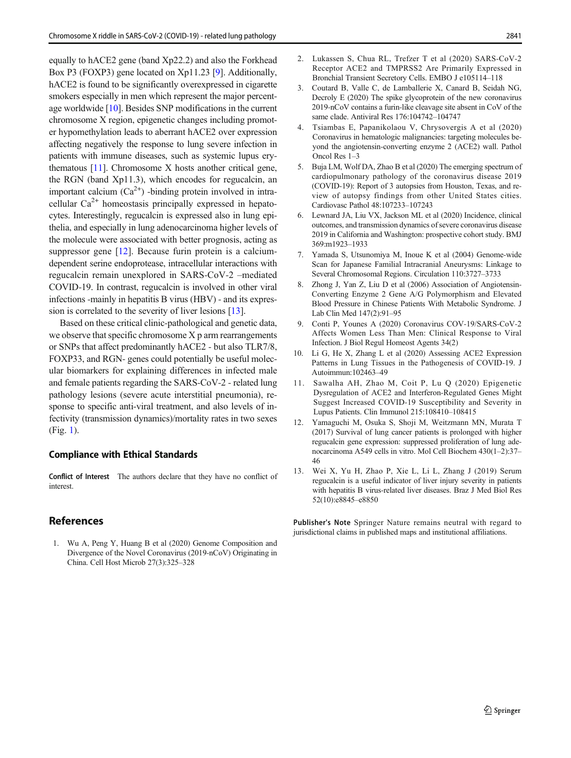equally to hACE2 gene (band Xp22.2) and also the Forkhead Box P3 (FOXP3) gene located on Xp11.23 [9]. Additionally, hACE2 is found to be significantly overexpressed in cigarette smokers especially in men which represent the major percentage worldwide [10]. Besides SNP modifications in the current chromosome X region, epigenetic changes including promoter hypomethylation leads to aberrant hACE2 over expression affecting negatively the response to lung severe infection in patients with immune diseases, such as systemic lupus erythematous [11]. Chromosome X hosts another critical gene, the RGN (band Xp11.3), which encodes for regucalcin, an important calcium ($Ca^{2+}$) -binding protein involved in intracellular $Ca^{2+}$ homeostasis principally expressed in hepatocytes. Interestingly, regucalcin is expressed also in lung epithelia, and especially in lung adenocarcinoma higher levels of the molecule were associated with better prognosis, acting as suppressor gene [12]. Because furin protein is a calcium-dependent serine endoprotease, intracellular interactions with regucalcin remain unexplored in SARS-CoV-2 –mediated COVID-19. In contrast, regucalcin is involved in other viral infections -mainly in hepatitis B virus (HBV) - and its expression is correlated to the severity of liver lesions [13].

Based on these critical clinic-pathological and genetic data, we observe that specific chromosome X p arm rearrangements or SNPs that affect predominantly hACE2 - but also TLR7/8, FOXP33, and RGN- genes could potentially be useful molecular biomarkers for explaining differences in infected male and female patients regarding the SARS-CoV-2 - related lung pathology lesions (severe acute interstitial pneumonia), response to specific anti-viral treatment, and also levels of infectivity (transmission dynamics)/mortality rates in two sexes (Fig. 1).

## Compliance with Ethical Standards

**Conflict of Interest** The authors declare that they have no conflict of interest.

## References

1. Wu A, Peng Y, Huang B et al (2020) Genome Composition and Divergence of the Novel Coronavirus (2019-nCoV) Originating in China. Cell Host Microb 27(3):325–328
2. Lukassen S, Chua RL, Trefzer T et al (2020) SARS-CoV-2 Receptor ACE2 and TMPRSS2 Are Primarily Expressed in Bronchial Transient Secretory Cells. EMBO J e105114–118
3. Coutard B, Valle C, de Lamballerie X, Canard B, Seidah NG, Decroly E (2020) The spike glycoprotein of the new coronavirus 2019-nCoV contains a furin-like cleavage site absent in CoV of the same clade. Antiviral Res 176:104742–104747
4. Tsiambas E, Papanikolaou V, Chrysovergis A et al (2020) Coronavirus in hematologic malignancies: targeting molecules beyond the angiotensin-converting enzyme 2 (ACE2) wall. Pathol Oncol Res 1–3
5. Buja LM, Wolf DA, Zhao B et al (2020) The emerging spectrum of cardiopulmonary pathology of the coronavirus disease 2019 (COVID-19): Report of 3 autopsies from Houston, Texas, and review of autopsy findings from other United States cities. Cardiovasc Pathol 48:107233–107243
6. Lewnard JA, Liu VX, Jackson ML et al (2020) Incidence, clinical outcomes, and transmission dynamics of severe coronavirus disease 2019 in California and Washington: prospective cohort study. BMJ 369:m1923–1933
7. Yamada S, Utsunomiya M, Inoue K et al (2004) Genome-wide Scan for Japanese Familial Intracranial Aneurysms: Linkage to Several Chromosomal Regions. Circulation 110:3727–3733
8. Zhong J, Yan Z, Liu D et al (2006) Association of Angiotensin-Converting Enzyme 2 Gene A/G Polymorphism and Elevated Blood Pressure in Chinese Patients With Metabolic Syndrome. J Lab Clin Med 147(2):91–95
9. Conti P, Younes A (2020) Coronavirus COV-19/SARS-CoV-2 Affects Women Less Than Men: Clinical Response to Viral Infection. J Biol Regul Homeost Agents 34(2)
10. Li G, He X, Zhang L et al (2020) Assessing ACE2 Expression Patterns in Lung Tissues in the Pathogenesis of COVID-19. J Autoimmun:102463–49
11. Sawalha AH, Zhao M, Coit P, Lu Q (2020) Epigenetic Dysregulation of ACE2 and Interferon-Regulated Genes Might Suggest Increased COVID-19 Susceptibility and Severity in Lupus Patients. Clin Immunol 215:108410–108415
12. Yamaguchi M, Osuka S, Shoji M, Weitzmann MN, Murata T (2017) Survival of lung cancer patients is prolonged with higher regucalcin gene expression: suppressed proliferation of lung adenocarcinoma A549 cells in vitro. Mol Cell Biochem 430(1–2):37–46
13. Wei X, Yu H, Zhao P, Xie L, Li L, Zhang J (2019) Serum regucalcin is a useful indicator of liver injury severity in patients with hepatitis B virus-related liver diseases. Braz J Med Biol Res 52(10):e8845–e8850

**Publisher's Note** Springer Nature remains neutral with regard to jurisdictional claims in published maps and institutional affiliations.